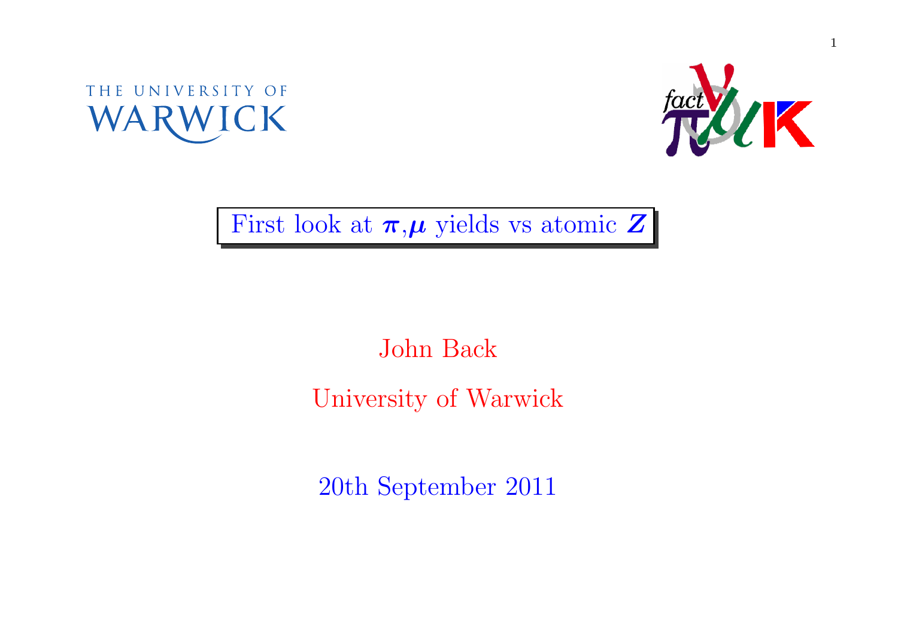THE UNIVERSITY OF WARWICK

# First look at $\pi$,$\mu$ yields vs atomic $Z$

John Back

University of Warwick

20th September 2011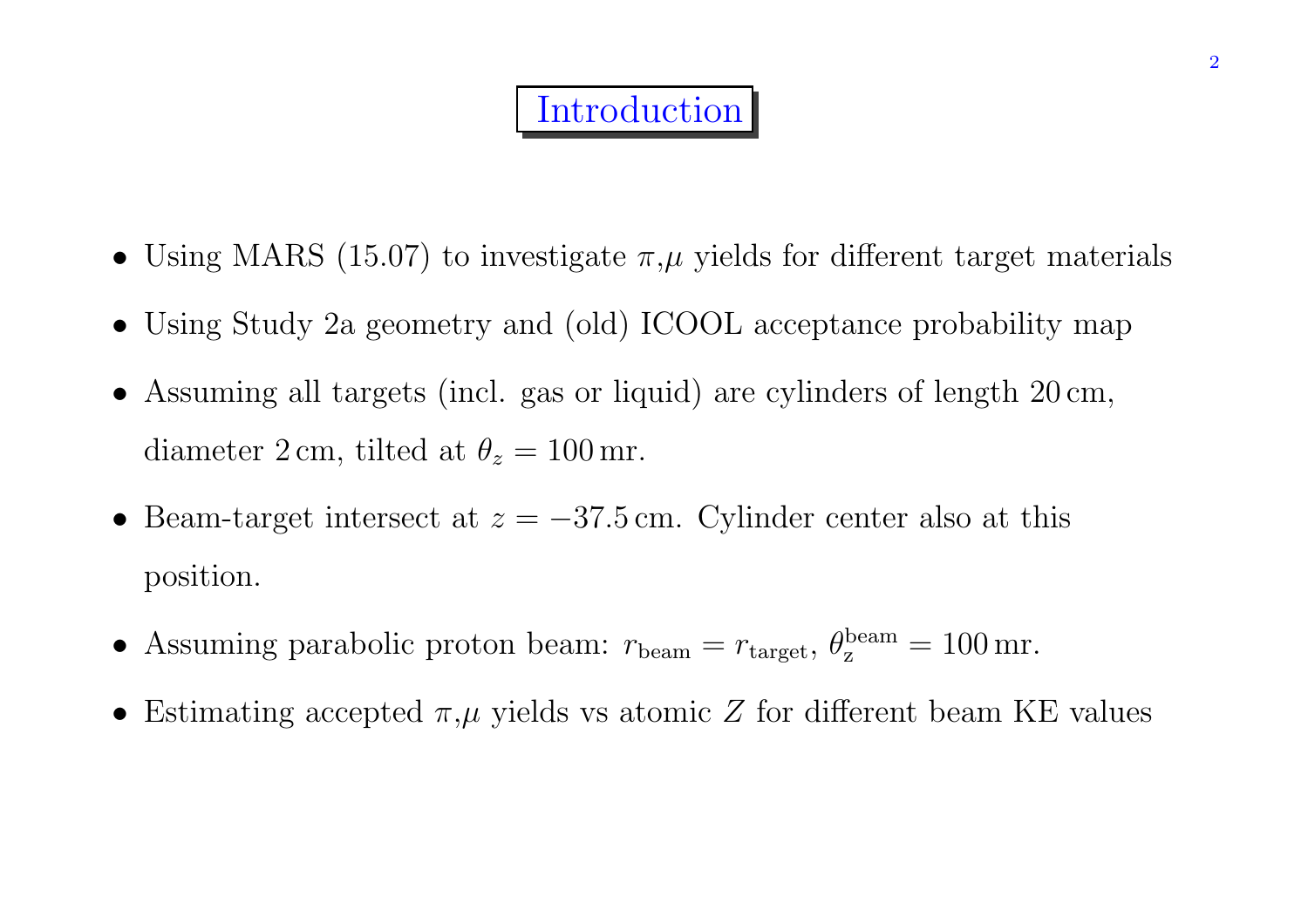# Introduction

- Using MARS (15.07) to investigate $\pi$,$\mu$ yields for different target materials
- Using Study 2a geometry and (old) ICOOL acceptance probability map
- Assuming all targets (incl. gas or liquid) are cylinders of length 20 cm, diameter 2 cm, tilted at $\theta_z = 100\,\text{mr}$.
- Beam-target intersect at $z = -37.5\,\text{cm}$. Cylinder center also at this position.
- Assuming parabolic proton beam: $r_{\text{beam}} = r_{\text{target}}$, $\theta_{\text{z}}^{\text{beam}} = 100\,\text{mr}$.
- Estimating accepted $\pi$,$\mu$ yields vs atomic $Z$ for different beam KE values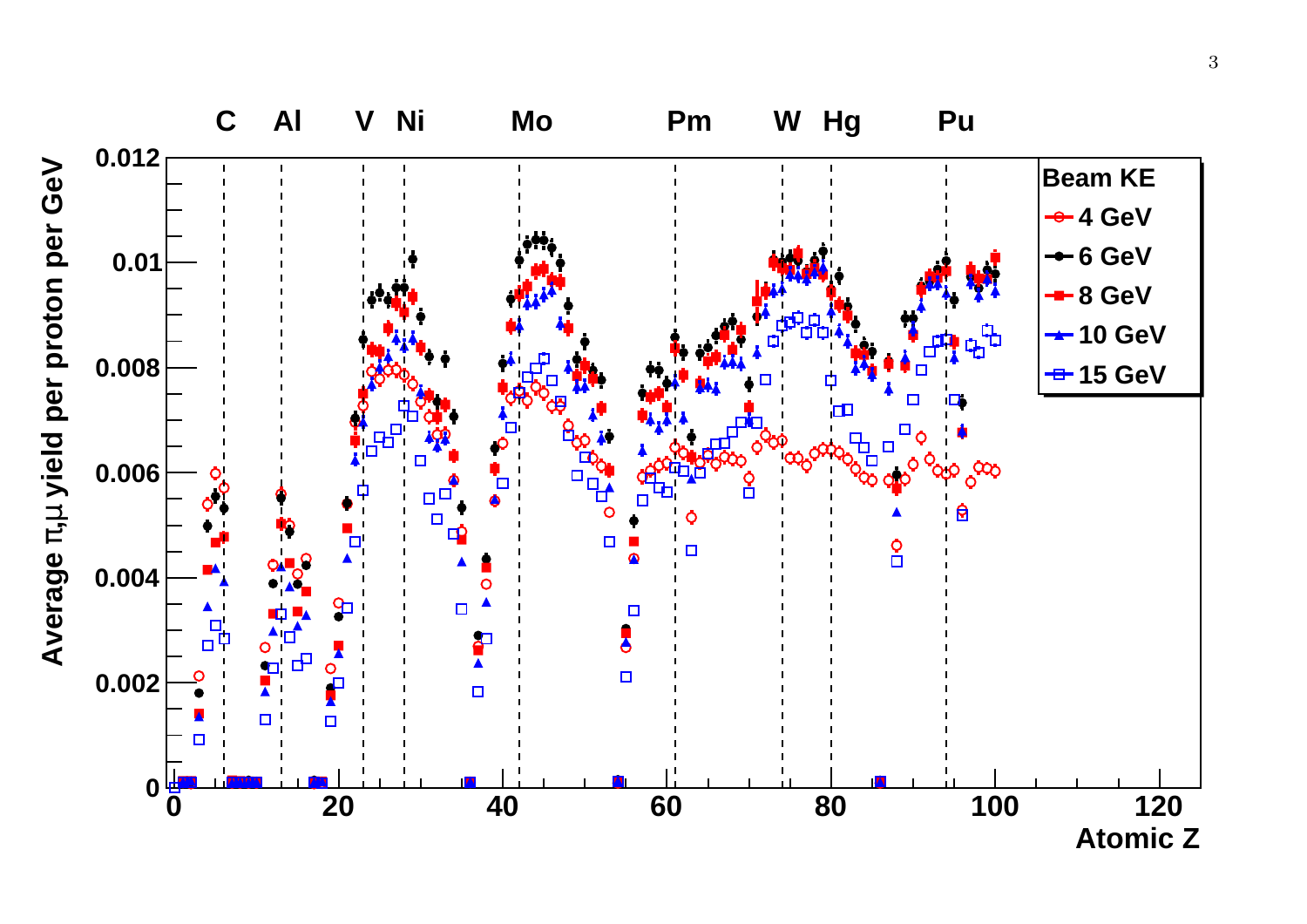C Al V Ni Mo Pm W Hg Pu

Average π,μ yield per proton per GeV

0.012

0.01

0.008

0.006

0.004

0.002

0

0 20 40 60 80 100 120

Atomic Z

Beam KE

4 GeV

6 GeV

8 GeV

10 GeV

15 GeV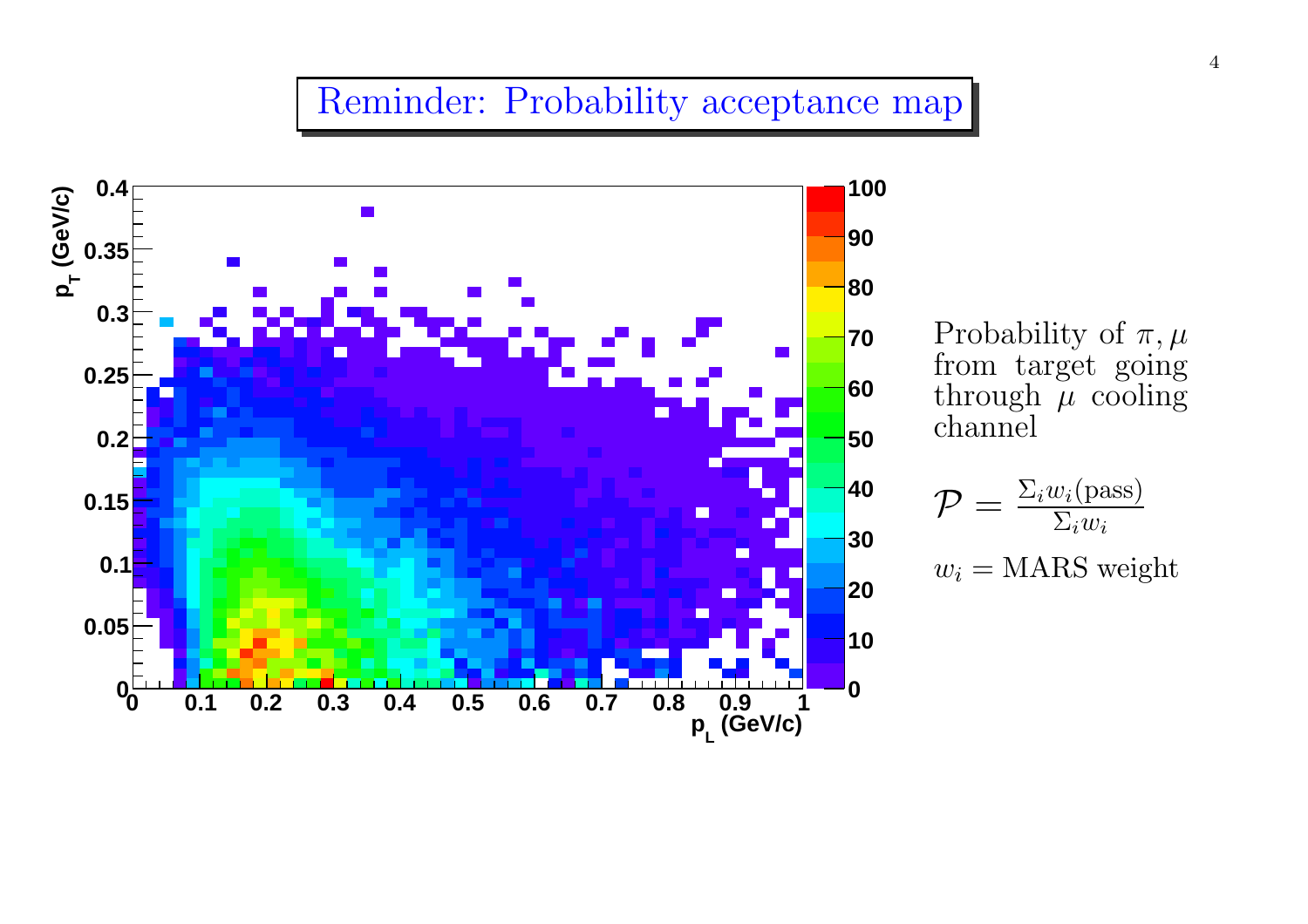# Reminder: Probability acceptance map

p_T (GeV/c)

0.4
0.35
0.3
0.25
0.2
0.15
0.1
0.05
0

0 0.1 0.2 0.3 0.4 0.5 0.6 0.7 0.8 0.9 1

p_L (GeV/c)

100
90
80
70
60
50
40
30
20
10
0

Probability of $\pi, \mu$ from target going through $\mu$ cooling channel

$$\mathcal{P} = \frac{\Sigma_i w_i(\text{pass})}{\Sigma_i w_i}$$

$w_i$ = MARS weight